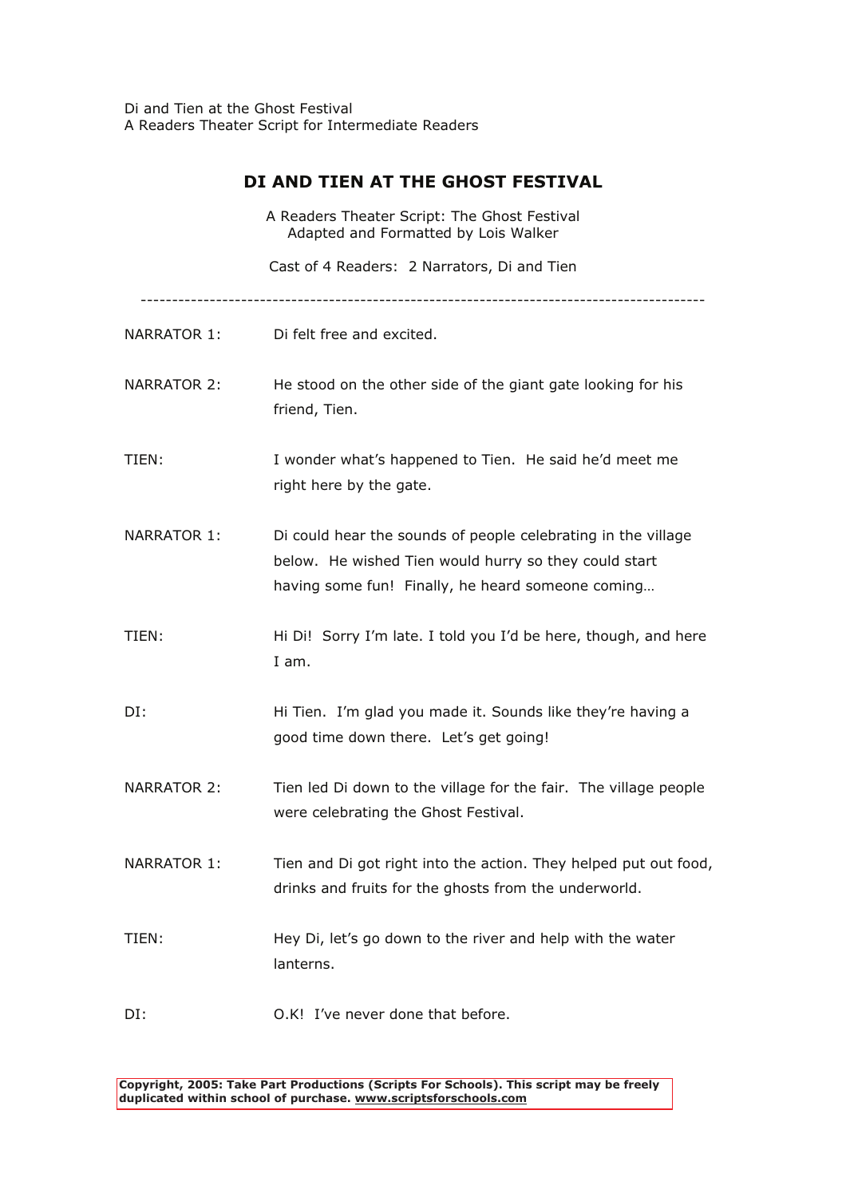Di and Tien at the Ghost Festival
A Readers Theater Script for Intermediate Readers

# DI AND TIEN AT THE GHOST FESTIVAL

A Readers Theater Script: The Ghost Festival
Adapted and Formatted by Lois Walker

Cast of 4 Readers: 2 Narrators, Di and Tien

---

NARRATOR 1: Di felt free and excited.

NARRATOR 2: He stood on the other side of the giant gate looking for his friend, Tien.

TIEN: I wonder what's happened to Tien. He said he'd meet me right here by the gate.

NARRATOR 1: Di could hear the sounds of people celebrating in the village below. He wished Tien would hurry so they could start having some fun! Finally, he heard someone coming…

TIEN: Hi Di! Sorry I'm late. I told you I'd be here, though, and here I am.

DI: Hi Tien. I'm glad you made it. Sounds like they're having a good time down there. Let's get going!

NARRATOR 2: Tien led Di down to the village for the fair. The village people were celebrating the Ghost Festival.

NARRATOR 1: Tien and Di got right into the action. They helped put out food, drinks and fruits for the ghosts from the underworld.

TIEN: Hey Di, let's go down to the river and help with the water lanterns.

DI: O.K! I've never done that before.

**Copyright, 2005: Take Part Productions (Scripts For Schools). This script may be freely duplicated within school of purchase. www.scriptsforschools.com**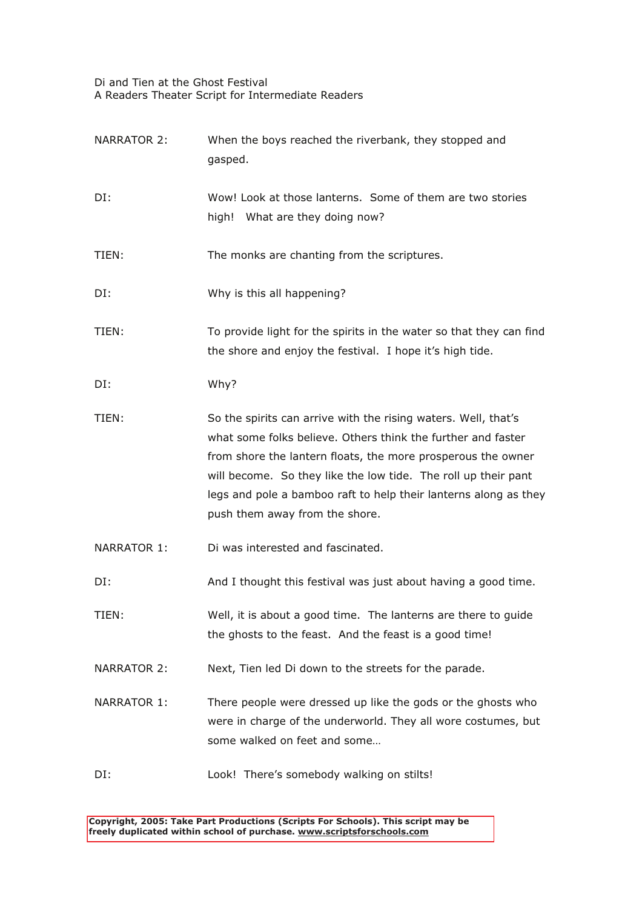Di and Tien at the Ghost Festival
A Readers Theater Script for Intermediate Readers

NARRATOR 2: When the boys reached the riverbank, they stopped and gasped.

DI: Wow! Look at those lanterns. Some of them are two stories high! What are they doing now?

TIEN: The monks are chanting from the scriptures.

DI: Why is this all happening?

TIEN: To provide light for the spirits in the water so that they can find the shore and enjoy the festival. I hope it's high tide.

DI: Why?

TIEN: So the spirits can arrive with the rising waters. Well, that's what some folks believe. Others think the further and faster from shore the lantern floats, the more prosperous the owner will become. So they like the low tide. The roll up their pant legs and pole a bamboo raft to help their lanterns along as they push them away from the shore.

NARRATOR 1: Di was interested and fascinated.

DI: And I thought this festival was just about having a good time.

TIEN: Well, it is about a good time. The lanterns are there to guide the ghosts to the feast. And the feast is a good time!

NARRATOR 2: Next, Tien led Di down to the streets for the parade.

NARRATOR 1: There people were dressed up like the gods or the ghosts who were in charge of the underworld. They all wore costumes, but some walked on feet and some…

DI: Look! There's somebody walking on stilts!

**Copyright, 2005: Take Part Productions (Scripts For Schools). This script may be freely duplicated within school of purchase. www.scriptsforschools.com**